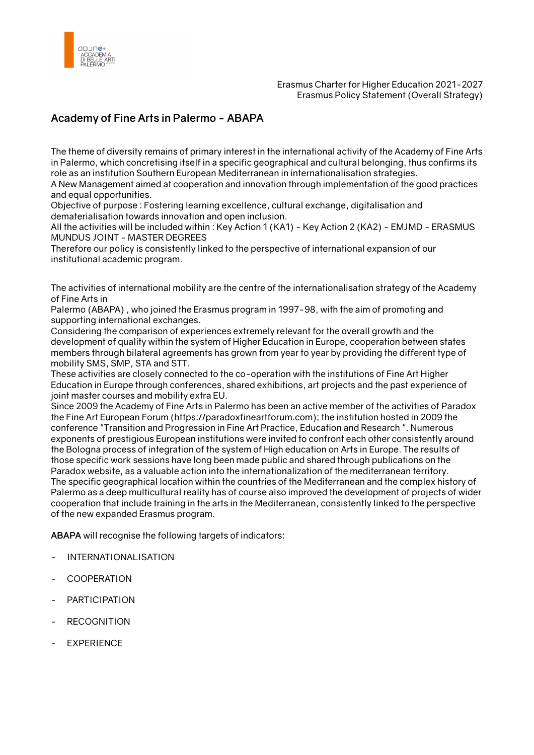Erasmus Charter for Higher Education 2021-2027
Erasmus Policy Statement (Overall Strategy)

## Academy of Fine Arts in Palermo - ABAPA

The theme of diversity remains of primary interest in the international activity of the Academy of Fine Arts in Palermo, which concretising itself in a specific geographical and cultural belonging, thus confirms its role as an institution Southern European Mediterranean in internationalisation strategies.
A New Management aimed at cooperation and innovation through implementation of the good practices and equal opportunities.
Objective of purpose : Fostering learning excellence, cultural exchange, digitalisation and dematerialisation towards innovation and open inclusion.
All the activities will be included within : Key Action 1 (KA1) - Key Action 2 (KA2) - EMJMD - ERASMUS MUNDUS JOINT - MASTER DEGREES
Therefore our policy is consistently linked to the perspective of international expansion of our institutional academic program.

The activities of international mobility are the centre of the internationalisation strategy of the Academy of Fine Arts in
Palermo (ABAPA) , who joined the Erasmus program in 1997-98, with the aim of promoting and supporting international exchanges.
Considering the comparison of experiences extremely relevant for the overall growth and the development of quality within the system of Higher Education in Europe, cooperation between states members through bilateral agreements has grown from year to year by providing the different type of mobility SMS, SMP, STA and STT.
These activities are closely connected to the co-operation with the institutions of Fine Art Higher Education in Europe through conferences, shared exhibitions, art projects and the past experience of joint master courses and mobility extra EU.
Since 2009 the Academy of Fine Arts in Palermo has been an active member of the activities of Paradox the Fine Art European Forum (https://paradoxfineartforum.com); the institution hosted in 2009 the conference "Transition and Progression in Fine Art Practice, Education and Research ". Numerous exponents of prestigious European institutions were invited to confront each other consistently around the Bologna process of integration of the system of High education on Arts in Europe. The results of those specific work sessions have long been made public and shared through publications on the Paradox website, as a valuable action into the internationalization of the mediterranean territory.
The specific geographical location within the countries of the Mediterranean and the complex history of Palermo as a deep multicultural reality has of course also improved the development of projects of wider cooperation that include training in the arts in the Mediterranean, consistently linked to the perspective of the new expanded Erasmus program.

**ABAPA** will recognise the following targets of indicators:

- INTERNATIONALISATION
- COOPERATION
- PARTICIPATION
- RECOGNITION
- EXPERIENCE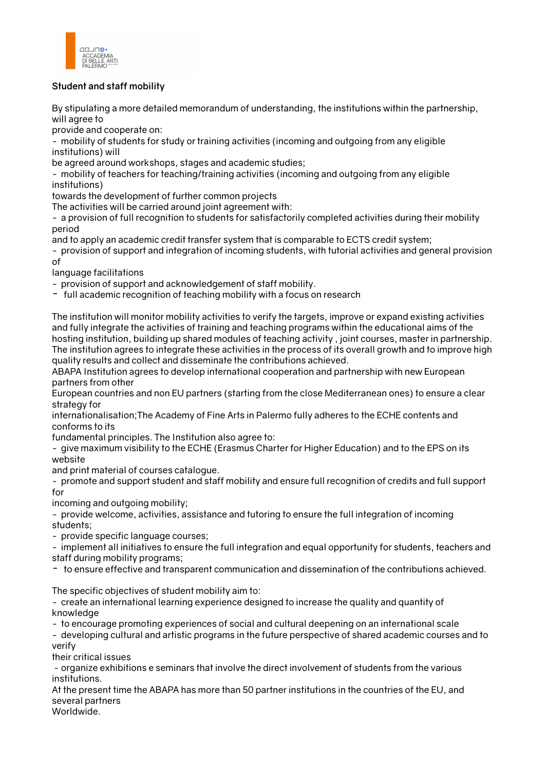**Student and staff mobility**

By stipulating a more detailed memorandum of understanding, the institutions within the partnership, will agree to provide and cooperate on:

- mobility of students for study or training activities (incoming and outgoing from any eligible institutions) will be agreed around workshops, stages and academic studies;
- mobility of teachers for teaching/training activities (incoming and outgoing from any eligible institutions) towards the development of further common projects

The activities will be carried around joint agreement with:

- a provision of full recognition to students for satisfactorily completed activities during their mobility period and to apply an academic credit transfer system that is comparable to ECTS credit system;
- provision of support and integration of incoming students, with tutorial activities and general provision of language facilitations
- provision of support and acknowledgement of staff mobility.
- full academic recognition of teaching mobility with a focus on research

The institution will monitor mobility activities to verify the targets, improve or expand existing activities and fully integrate the activities of training and teaching programs within the educational aims of the hosting institution, building up shared modules of teaching activity , joint courses, master in partnership. The institution agrees to integrate these activities in the process of its overall growth and to improve high quality results and collect and disseminate the contributions achieved.

ABAPA Institution agrees to develop international cooperation and partnership with new European partners from other European countries and non EU partners (starting from the close Mediterranean ones) to ensure a clear strategy for internationalisation;The Academy of Fine Arts in Palermo fully adheres to the ECHE contents and conforms to its fundamental principles. The Institution also agree to:

- give maximum visibility to the ECHE (Erasmus Charter for Higher Education) and to the EPS on its website and print material of courses catalogue.
- promote and support student and staff mobility and ensure full recognition of credits and full support for incoming and outgoing mobility;
- provide welcome, activities, assistance and tutoring to ensure the full integration of incoming students;
- provide specific language courses;
- implement all initiatives to ensure the full integration and equal opportunity for students, teachers and staff during mobility programs;
- to ensure effective and transparent communication and dissemination of the contributions achieved.

The specific objectives of student mobility aim to:

- create an international learning experience designed to increase the quality and quantity of knowledge
- to encourage promoting experiences of social and cultural deepening on an international scale
- developing cultural and artistic programs in the future perspective of shared academic courses and to verify their critical issues
- organize exhibitions e seminars that involve the direct involvement of students from the various institutions.

At the present time the ABAPA has more than 50 partner institutions in the countries of the EU, and several partners Worldwide.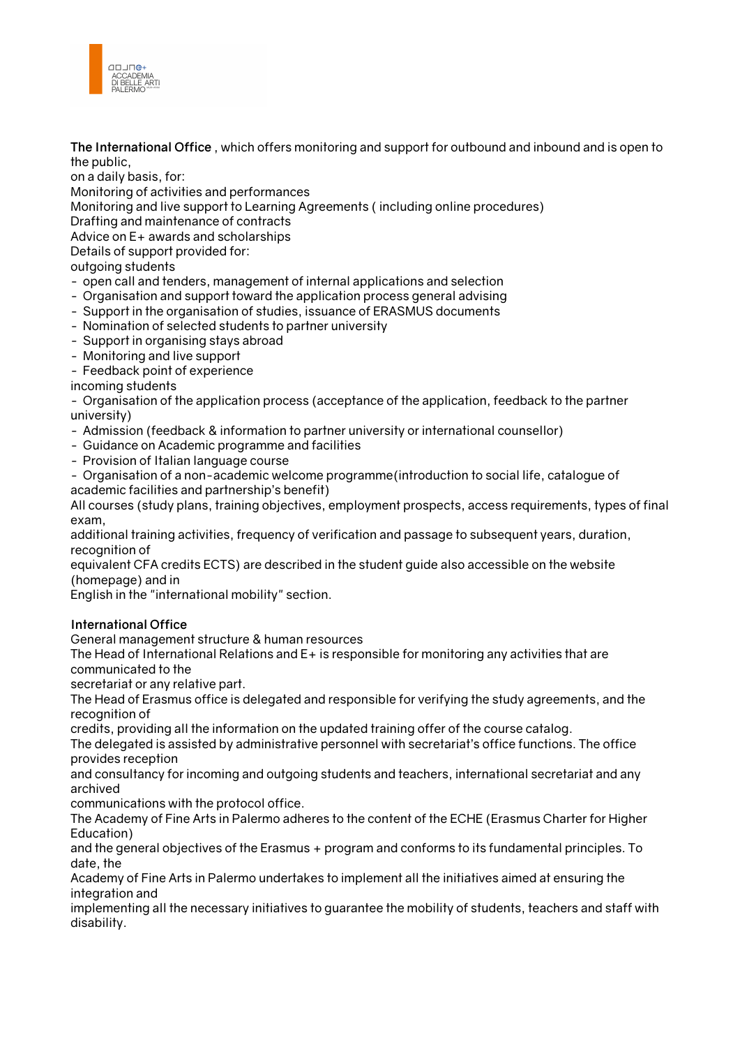**The International Office** , which offers monitoring and support for outbound and inbound and is open to the public,
on a daily basis, for:
Monitoring of activities and performances
Monitoring and live support to Learning Agreements ( including online procedures)
Drafting and maintenance of contracts
Advice on E+ awards and scholarships
Details of support provided for:
outgoing students

- open call and tenders, management of internal applications and selection
- Organisation and support toward the application process general advising
- Support in the organisation of studies, issuance of ERASMUS documents
- Nomination of selected students to partner university
- Support in organising stays abroad
- Monitoring and live support
- Feedback point of experience

incoming students

- Organisation of the application process (acceptance of the application, feedback to the partner university)
- Admission (feedback & information to partner university or international counsellor)
- Guidance on Academic programme and facilities
- Provision of Italian language course
- Organisation of a non-academic welcome programme(introduction to social life, catalogue of academic facilities and partnership's benefit)

All courses (study plans, training objectives, employment prospects, access requirements, types of final exam,
additional training activities, frequency of verification and passage to subsequent years, duration, recognition of
equivalent CFA credits ECTS) are described in the student guide also accessible on the website (homepage) and in
English in the "international mobility" section.

**International Office**
General management structure & human resources
The Head of International Relations and E+ is responsible for monitoring any activities that are communicated to the
secretariat or any relative part.
The Head of Erasmus office is delegated and responsible for verifying the study agreements, and the recognition of
credits, providing all the information on the updated training offer of the course catalog.
The delegated is assisted by administrative personnel with secretariat's office functions. The office provides reception
and consultancy for incoming and outgoing students and teachers, international secretariat and any archived
communications with the protocol office.
The Academy of Fine Arts in Palermo adheres to the content of the ECHE (Erasmus Charter for Higher Education)
and the general objectives of the Erasmus + program and conforms to its fundamental principles. To date, the
Academy of Fine Arts in Palermo undertakes to implement all the initiatives aimed at ensuring the integration and
implementing all the necessary initiatives to guarantee the mobility of students, teachers and staff with disability.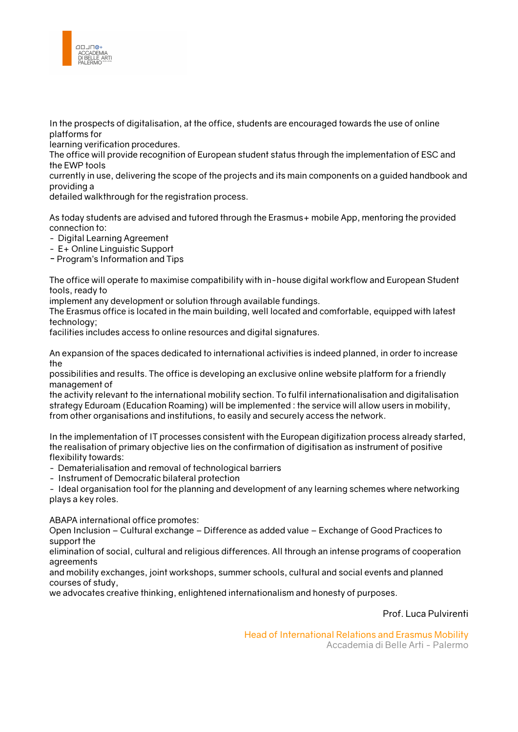In the prospects of digitalisation, at the office, students are encouraged towards the use of online platforms for learning verification procedures.
The office will provide recognition of European student status through the implementation of ESC and the EWP tools currently in use, delivering the scope of the projects and its main components on a guided handbook and providing a detailed walkthrough for the registration process.

As today students are advised and tutored through the Erasmus+ mobile App, mentoring the provided connection to:

- Digital Learning Agreement
- E+ Online Linguistic Support
- Program's Information and Tips

The office will operate to maximise compatibility with in-house digital workflow and European Student tools, ready to implement any development or solution through available fundings.
The Erasmus office is located in the main building, well located and comfortable, equipped with latest technology; facilities includes access to online resources and digital signatures.

An expansion of the spaces dedicated to international activities is indeed planned, in order to increase the possibilities and results. The office is developing an exclusive online website platform for a friendly management of the activity relevant to the international mobility section. To fulfil internationalisation and digitalisation strategy Eduroam (Education Roaming) will be implemented : the service will allow users in mobility, from other organisations and institutions, to easily and securely access the network.

In the implementation of IT processes consistent with the European digitization process already started, the realisation of primary objective lies on the confirmation of digitisation as instrument of positive flexibility towards:

- Dematerialisation and removal of technological barriers
- Instrument of Democratic bilateral protection
- Ideal organisation tool for the planning and development of any learning schemes where networking plays a key roles.

ABAPA international office promotes:
Open Inclusion – Cultural exchange – Difference as added value – Exchange of Good Practices to support the elimination of social, cultural and religious differences. All through an intense programs of cooperation agreements and mobility exchanges, joint workshops, summer schools, cultural and social events and planned courses of study, we advocates creative thinking, enlightened internationalism and honesty of purposes.

Prof. Luca Pulvirenti

Head of International Relations and Erasmus Mobility
Accademia di Belle Arti - Palermo